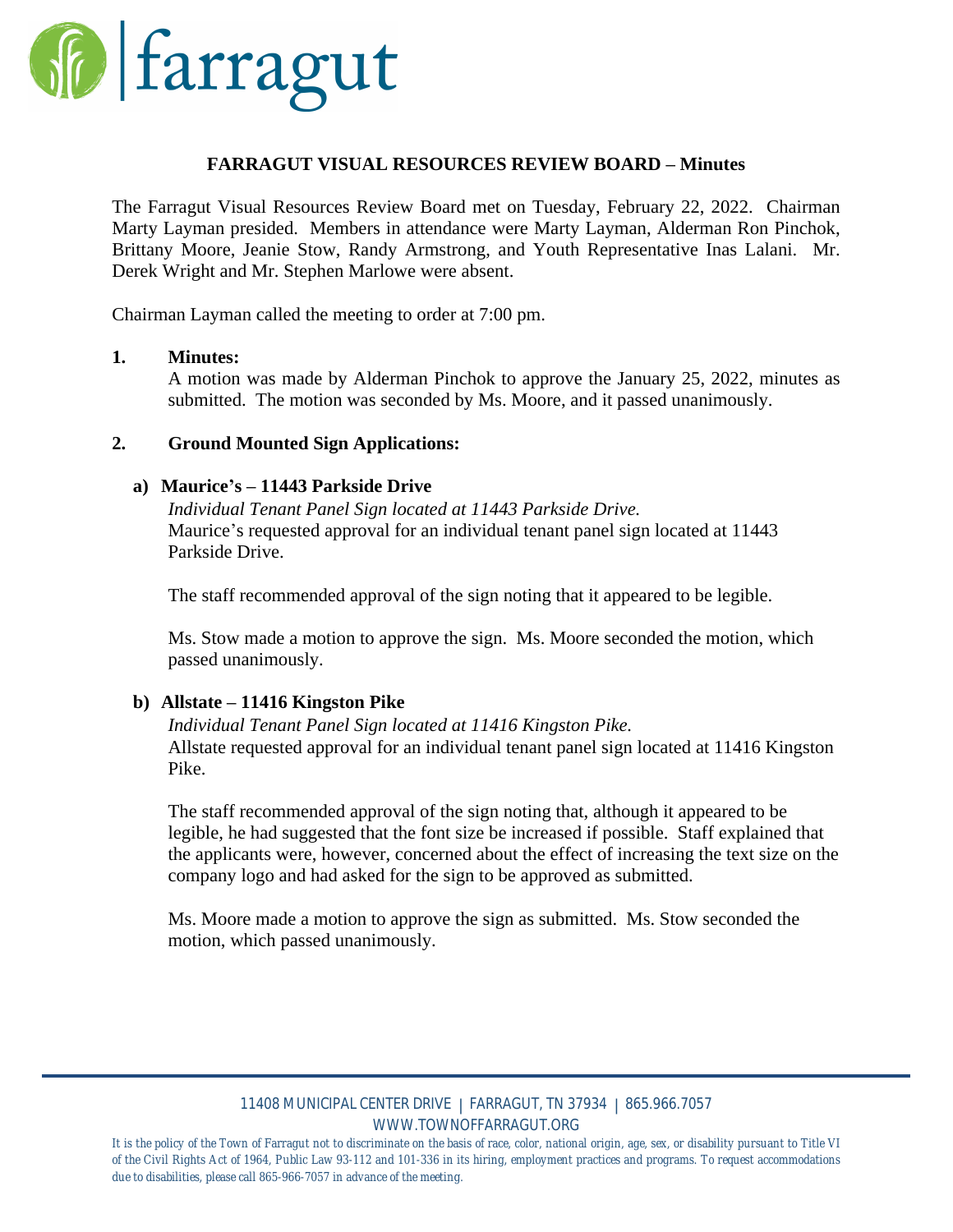# FARRAGUT VISUAL RESOURCES REVIEW BOARD – Minutes

The Farragut Visual Resources Review Board met on Tuesday, February 22, 2022. Chairman Marty Layman presided. Members in attendance were Marty Layman, Alderman Ron Pinchok, Brittany Moore, Jeanie Stow, Randy Armstrong, and Youth Representative Inas Lalani. Mr. Derek Wright and Mr. Stephen Marlowe were absent.

Chairman Layman called the meeting to order at 7:00 pm.

**1. Minutes:**

A motion was made by Alderman Pinchok to approve the January 25, 2022, minutes as submitted. The motion was seconded by Ms. Moore, and it passed unanimously.

**2. Ground Mounted Sign Applications:**

**a) Maurice's – 11443 Parkside Drive**

*Individual Tenant Panel Sign located at 11443 Parkside Drive.*
Maurice's requested approval for an individual tenant panel sign located at 11443 Parkside Drive.

The staff recommended approval of the sign noting that it appeared to be legible.

Ms. Stow made a motion to approve the sign. Ms. Moore seconded the motion, which passed unanimously.

**b) Allstate – 11416 Kingston Pike**

*Individual Tenant Panel Sign located at 11416 Kingston Pike.*
Allstate requested approval for an individual tenant panel sign located at 11416 Kingston Pike.

The staff recommended approval of the sign noting that, although it appeared to be legible, he had suggested that the font size be increased if possible. Staff explained that the applicants were, however, concerned about the effect of increasing the text size on the company logo and had asked for the sign to be approved as submitted.

Ms. Moore made a motion to approve the sign as submitted. Ms. Stow seconded the motion, which passed unanimously.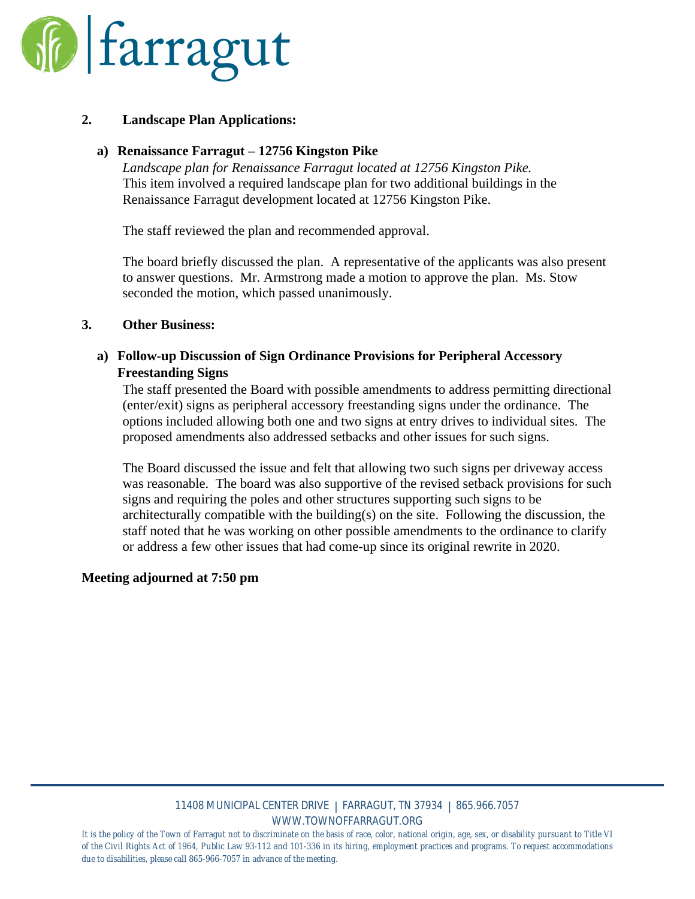**2. Landscape Plan Applications:**

**a) Renaissance Farragut – 12756 Kingston Pike**

*Landscape plan for Renaissance Farragut located at 12756 Kingston Pike.* This item involved a required landscape plan for two additional buildings in the Renaissance Farragut development located at 12756 Kingston Pike.

The staff reviewed the plan and recommended approval.

The board briefly discussed the plan. A representative of the applicants was also present to answer questions. Mr. Armstrong made a motion to approve the plan. Ms. Stow seconded the motion, which passed unanimously.

**3. Other Business:**

**a) Follow-up Discussion of Sign Ordinance Provisions for Peripheral Accessory Freestanding Signs**

The staff presented the Board with possible amendments to address permitting directional (enter/exit) signs as peripheral accessory freestanding signs under the ordinance. The options included allowing both one and two signs at entry drives to individual sites. The proposed amendments also addressed setbacks and other issues for such signs.

The Board discussed the issue and felt that allowing two such signs per driveway access was reasonable. The board was also supportive of the revised setback provisions for such signs and requiring the poles and other structures supporting such signs to be architecturally compatible with the building(s) on the site. Following the discussion, the staff noted that he was working on other possible amendments to the ordinance to clarify or address a few other issues that had come-up since its original rewrite in 2020.

**Meeting adjourned at 7:50 pm**